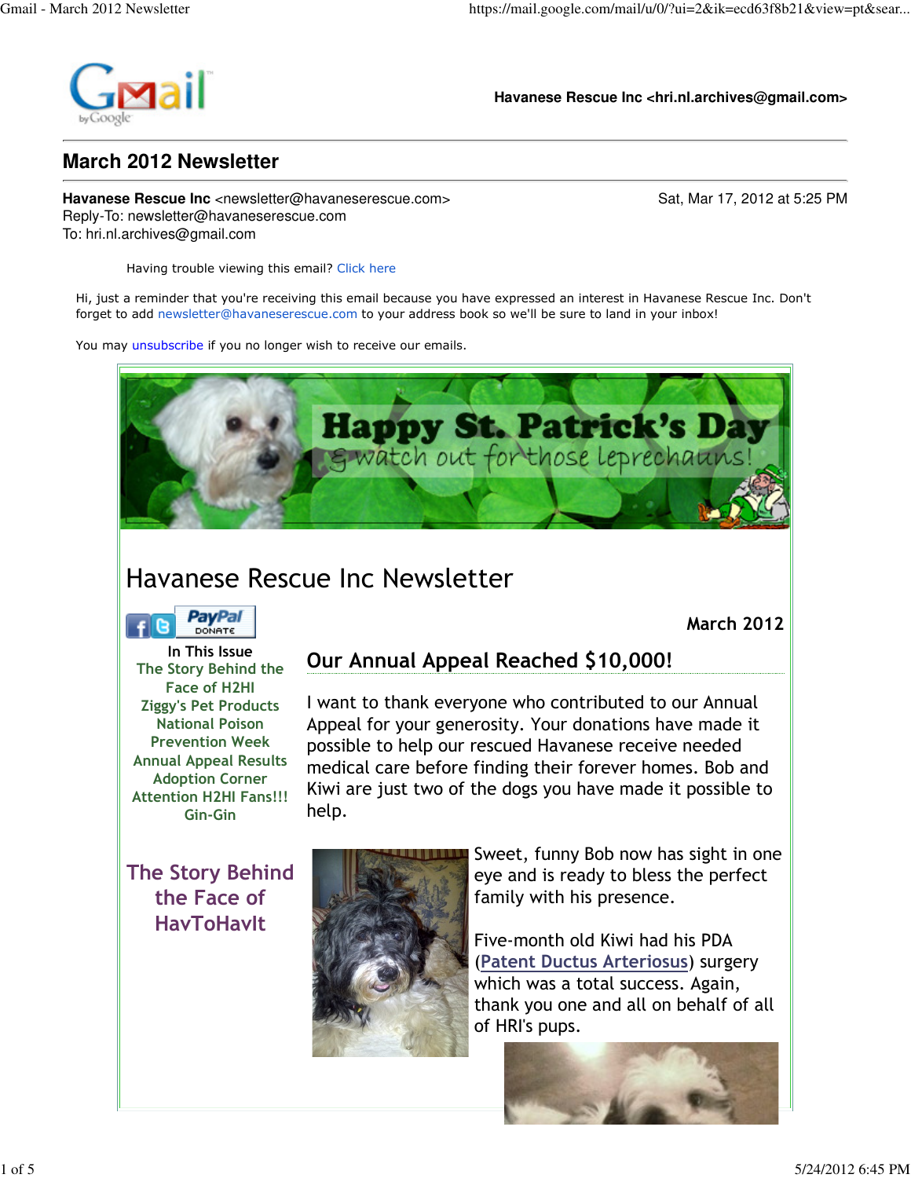**Havanese Rescue Inc <hri.nl.archives@gmail.com>**

# March 2012 Newsletter

**Havanese Rescue Inc** <newsletter@havaneserescue.com>
Reply-To: newsletter@havaneserescue.com
To: hri.nl.archives@gmail.com

Sat, Mar 17, 2012 at 5:25 PM

Having trouble viewing this email? Click here

Hi, just a reminder that you're receiving this email because you have expressed an interest in Havanese Rescue Inc. Don't forget to add newsletter@havaneserescue.com to your address book so we'll be sure to land in your inbox!

You may unsubscribe if you no longer wish to receive our emails.

Happy St. Patrick's Day
& watch out for those leprechauns!

# Havanese Rescue Inc Newsletter

**March 2012**

In This Issue

- The Story Behind the Face of H2HI
- Ziggy's Pet Products
- National Poison Prevention Week
- Annual Appeal Results
- Adoption Corner
- Attention H2HI Fans!!!
- Gin-Gin

## Our Annual Appeal Reached $10,000!

I want to thank everyone who contributed to our Annual Appeal for your generosity. Your donations have made it possible to help our rescued Havanese receive needed medical care before finding their forever homes. Bob and Kiwi are just two of the dogs you have made it possible to help.

Sweet, funny Bob now has sight in one eye and is ready to bless the perfect family with his presence.

Five-month old Kiwi had his PDA (Patent Ductus Arteriosus) surgery which was a total success. Again, thank you one and all on behalf of all of HRI's pups.

## The Story Behind the Face of HavToHavIt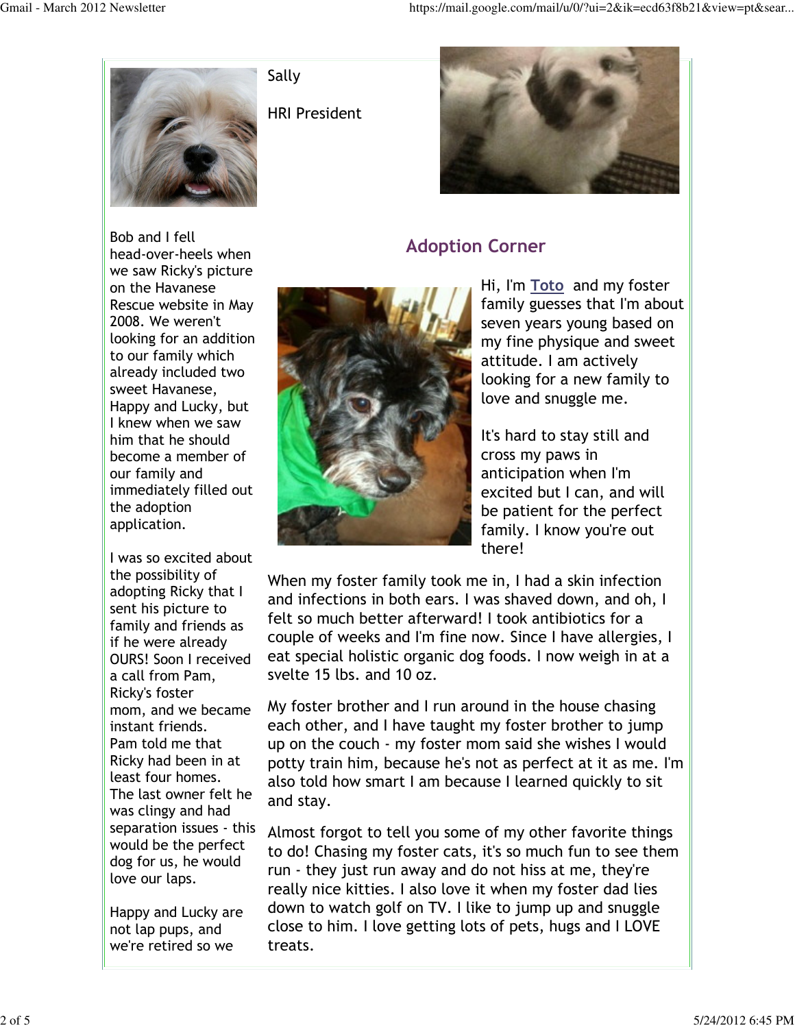Sally

HRI President

Bob and I fell head-over-heels when we saw Ricky's picture on the Havanese Rescue website in May 2008. We weren't looking for an addition to our family which already included two sweet Havanese, Happy and Lucky, but I knew when we saw him that he should become a member of our family and immediately filled out the adoption application.

I was so excited about the possibility of adopting Ricky that I sent his picture to family and friends as if he were already OURS! Soon I received a call from Pam, Ricky's foster mom, and we became instant friends. Pam told me that Ricky had been in at least four homes. The last owner felt he was clingy and had separation issues - this would be the perfect dog for us, he would love our laps.

Happy and Lucky are not lap pups, and we're retired so we

## Adoption Corner

Hi, I'm Toto and my foster family guesses that I'm about seven years young based on my fine physique and sweet attitude. I am actively looking for a new family to love and snuggle me.

It's hard to stay still and cross my paws in anticipation when I'm excited but I can, and will be patient for the perfect family. I know you're out there!

When my foster family took me in, I had a skin infection and infections in both ears. I was shaved down, and oh, I felt so much better afterward! I took antibiotics for a couple of weeks and I'm fine now. Since I have allergies, I eat special holistic organic dog foods. I now weigh in at a svelte 15 lbs. and 10 oz.

My foster brother and I run around in the house chasing each other, and I have taught my foster brother to jump up on the couch - my foster mom said she wishes I would potty train him, because he's not as perfect at it as me. I'm also told how smart I am because I learned quickly to sit and stay.

Almost forgot to tell you some of my other favorite things to do! Chasing my foster cats, it's so much fun to see them run - they just run away and do not hiss at me, they're really nice kitties. I also love it when my foster dad lies down to watch golf on TV. I like to jump up and snuggle close to him. I love getting lots of pets, hugs and I LOVE treats.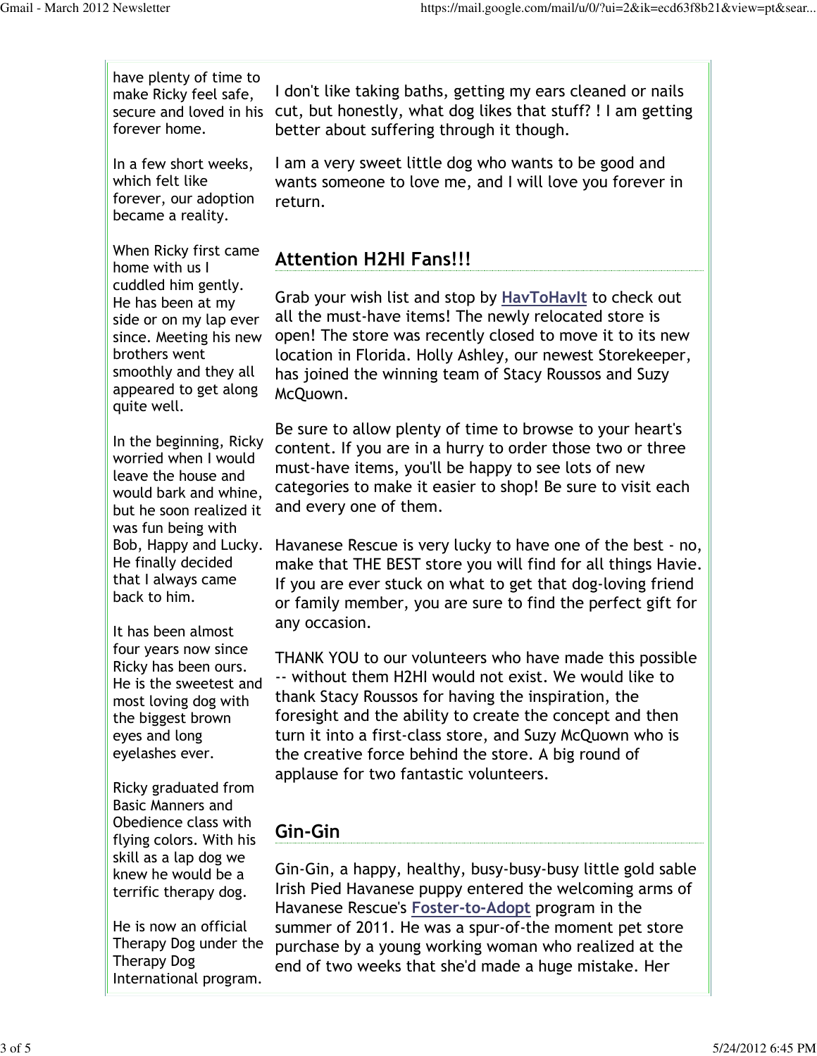have plenty of time to make Ricky feel safe, secure and loved in his forever home.

In a few short weeks, which felt like forever, our adoption became a reality.

When Ricky first came home with us I cuddled him gently. He has been at my side or on my lap ever since. Meeting his new brothers went smoothly and they all appeared to get along quite well.

In the beginning, Ricky worried when I would leave the house and would bark and whine, but he soon realized it was fun being with Bob, Happy and Lucky. He finally decided that I always came back to him.

It has been almost four years now since Ricky has been ours. He is the sweetest and most loving dog with the biggest brown eyes and long eyelashes ever.

Ricky graduated from Basic Manners and Obedience class with flying colors. With his skill as a lap dog we knew he would be a terrific therapy dog.

He is now an official Therapy Dog under the Therapy Dog International program.

I don't like taking baths, getting my ears cleaned or nails cut, but honestly, what dog likes that stuff? ! I am getting better about suffering through it though.

I am a very sweet little dog who wants to be good and wants someone to love me, and I will love you forever in return.

## Attention H2HI Fans!!!

Grab your wish list and stop by **HavToHavIt** to check out all the must-have items! The newly relocated store is open! The store was recently closed to move it to its new location in Florida. Holly Ashley, our newest Storekeeper, has joined the winning team of Stacy Roussos and Suzy McQuown.

Be sure to allow plenty of time to browse to your heart's content. If you are in a hurry to order those two or three must-have items, you'll be happy to see lots of new categories to make it easier to shop! Be sure to visit each and every one of them.

Havanese Rescue is very lucky to have one of the best - no, make that THE BEST store you will find for all things Havie. If you are ever stuck on what to get that dog-loving friend or family member, you are sure to find the perfect gift for any occasion.

THANK YOU to our volunteers who have made this possible -- without them H2HI would not exist. We would like to thank Stacy Roussos for having the inspiration, the foresight and the ability to create the concept and then turn it into a first-class store, and Suzy McQuown who is the creative force behind the store. A big round of applause for two fantastic volunteers.

## Gin-Gin

Gin-Gin, a happy, healthy, busy-busy-busy little gold sable Irish Pied Havanese puppy entered the welcoming arms of Havanese Rescue's **Foster-to-Adopt** program in the summer of 2011. He was a spur-of-the moment pet store purchase by a young working woman who realized at the end of two weeks that she'd made a huge mistake. Her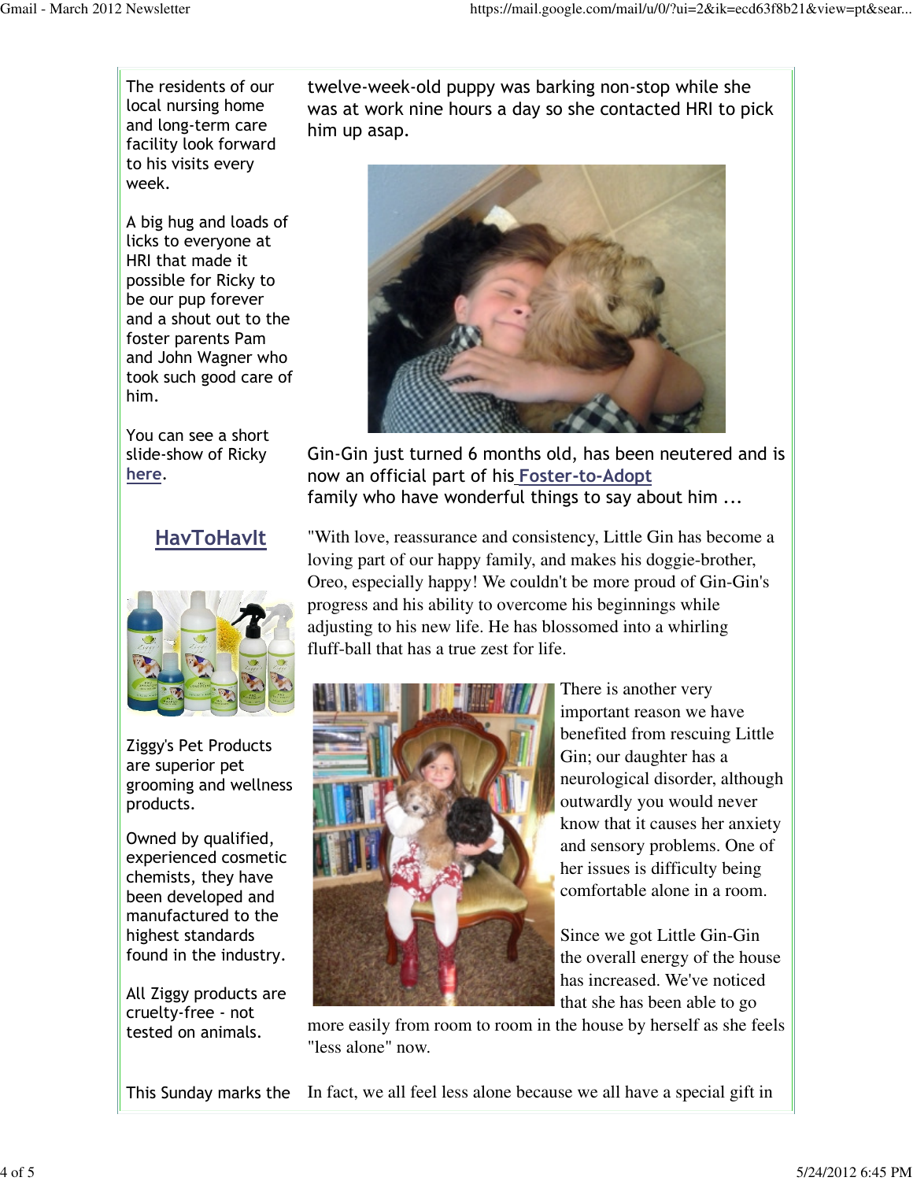The residents of our local nursing home and long-term care facility look forward to his visits every week.

A big hug and loads of licks to everyone at HRI that made it possible for Ricky to be our pup forever and a shout out to the foster parents Pam and John Wagner who took such good care of him.

You can see a short slide-show of Ricky **here**.

## HavToHavIt

Ziggy's Pet Products are superior pet grooming and wellness products.

Owned by qualified, experienced cosmetic chemists, they have been developed and manufactured to the highest standards found in the industry.

All Ziggy products are cruelty-free - not tested on animals.

This Sunday marks the

twelve-week-old puppy was barking non-stop while she was at work nine hours a day so she contacted HRI to pick him up asap.

Gin-Gin just turned 6 months old, has been neutered and is now an official part of his **Foster-to-Adopt** family who have wonderful things to say about him ...

"With love, reassurance and consistency, Little Gin has become a loving part of our happy family, and makes his doggie-brother, Oreo, especially happy! We couldn't be more proud of Gin-Gin's progress and his ability to overcome his beginnings while adjusting to his new life. He has blossomed into a whirling fluff-ball that has a true zest for life.

There is another very important reason we have benefited from rescuing Little Gin; our daughter has a neurological disorder, although outwardly you would never know that it causes her anxiety and sensory problems. One of her issues is difficulty being comfortable alone in a room.

Since we got Little Gin-Gin the overall energy of the house has increased. We've noticed that she has been able to go more easily from room to room in the house by herself as she feels "less alone" now.

In fact, we all feel less alone because we all have a special gift in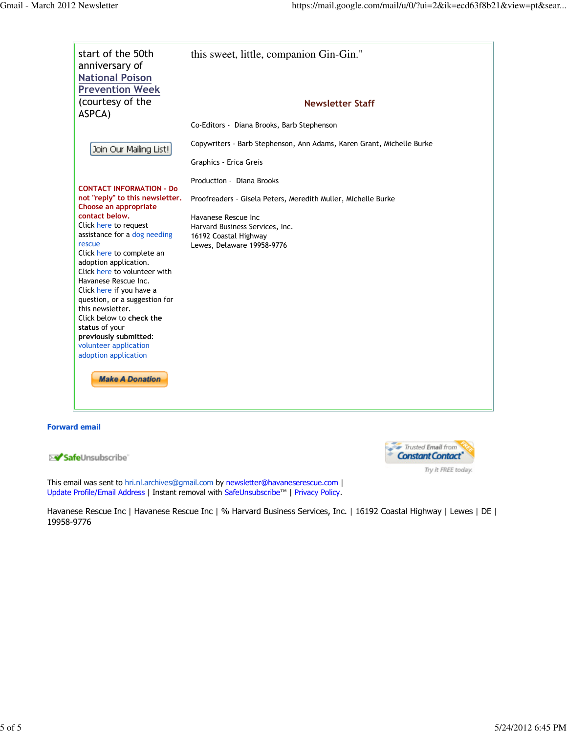start of the 50th anniversary of National Poison Prevention Week (courtesy of the ASPCA)

Join Our Mailing List!

**CONTACT INFORMATION - Do not "reply" to this newsletter. Choose an appropriate contact below.**

Click here to request assistance for a dog needing rescue

Click here to complete an adoption application.

Click here to volunteer with Havanese Rescue Inc.

Click here if you have a question, or a suggestion for this newsletter.

Click below to **check the status** of your **previously submitted:**

volunteer application

adoption application

Make A Donation

this sweet, little, companion Gin-Gin."

## Newsletter Staff

Co-Editors - Diana Brooks, Barb Stephenson

Copywriters - Barb Stephenson, Ann Adams, Karen Grant, Michelle Burke

Graphics - Erica Greis

Production - Diana Brooks

Proofreaders - Gisela Peters, Meredith Muller, Michelle Burke

Havanese Rescue Inc
Harvard Business Services, Inc.
16192 Coastal Highway
Lewes, Delaware 19958-9776

**Forward email**

SafeUnsubscribe

Trusted Email from Constant Contact
Try it FREE today.

This email was sent to hri.nl.archives@gmail.com by newsletter@havaneserescue.com | Update Profile/Email Address | Instant removal with SafeUnsubscribe™ | Privacy Policy.

Havanese Rescue Inc | Havanese Rescue Inc | % Harvard Business Services, Inc. | 16192 Coastal Highway | Lewes | DE | 19958-9776